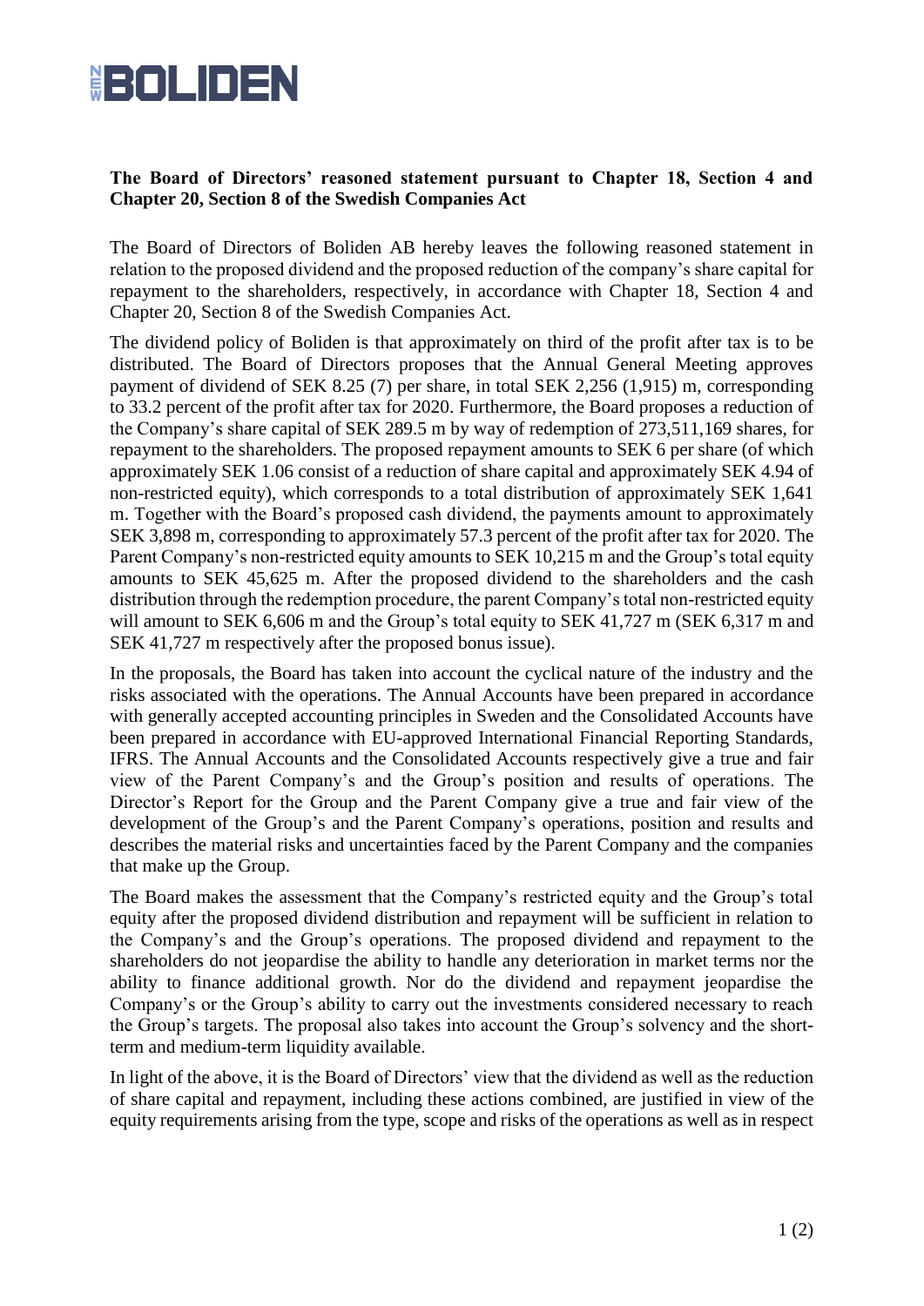# NEW BOLIDEN

**The Board of Directors' reasoned statement pursuant to Chapter 18, Section 4 and Chapter 20, Section 8 of the Swedish Companies Act**

The Board of Directors of Boliden AB hereby leaves the following reasoned statement in relation to the proposed dividend and the proposed reduction of the company's share capital for repayment to the shareholders, respectively, in accordance with Chapter 18, Section 4 and Chapter 20, Section 8 of the Swedish Companies Act.

The dividend policy of Boliden is that approximately on third of the profit after tax is to be distributed. The Board of Directors proposes that the Annual General Meeting approves payment of dividend of SEK 8.25 (7) per share, in total SEK 2,256 (1,915) m, corresponding to 33.2 percent of the profit after tax for 2020. Furthermore, the Board proposes a reduction of the Company's share capital of SEK 289.5 m by way of redemption of 273,511,169 shares, for repayment to the shareholders. The proposed repayment amounts to SEK 6 per share (of which approximately SEK 1.06 consist of a reduction of share capital and approximately SEK 4.94 of non-restricted equity), which corresponds to a total distribution of approximately SEK 1,641 m. Together with the Board's proposed cash dividend, the payments amount to approximately SEK 3,898 m, corresponding to approximately 57.3 percent of the profit after tax for 2020. The Parent Company's non-restricted equity amounts to SEK 10,215 m and the Group's total equity amounts to SEK 45,625 m. After the proposed dividend to the shareholders and the cash distribution through the redemption procedure, the parent Company's total non-restricted equity will amount to SEK 6,606 m and the Group's total equity to SEK 41,727 m (SEK 6,317 m and SEK 41,727 m respectively after the proposed bonus issue).

In the proposals, the Board has taken into account the cyclical nature of the industry and the risks associated with the operations. The Annual Accounts have been prepared in accordance with generally accepted accounting principles in Sweden and the Consolidated Accounts have been prepared in accordance with EU-approved International Financial Reporting Standards, IFRS. The Annual Accounts and the Consolidated Accounts respectively give a true and fair view of the Parent Company's and the Group's position and results of operations. The Director's Report for the Group and the Parent Company give a true and fair view of the development of the Group's and the Parent Company's operations, position and results and describes the material risks and uncertainties faced by the Parent Company and the companies that make up the Group.

The Board makes the assessment that the Company's restricted equity and the Group's total equity after the proposed dividend distribution and repayment will be sufficient in relation to the Company's and the Group's operations. The proposed dividend and repayment to the shareholders do not jeopardise the ability to handle any deterioration in market terms nor the ability to finance additional growth. Nor do the dividend and repayment jeopardise the Company's or the Group's ability to carry out the investments considered necessary to reach the Group's targets. The proposal also takes into account the Group's solvency and the short-term and medium-term liquidity available.

In light of the above, it is the Board of Directors' view that the dividend as well as the reduction of share capital and repayment, including these actions combined, are justified in view of the equity requirements arising from the type, scope and risks of the operations as well as in respect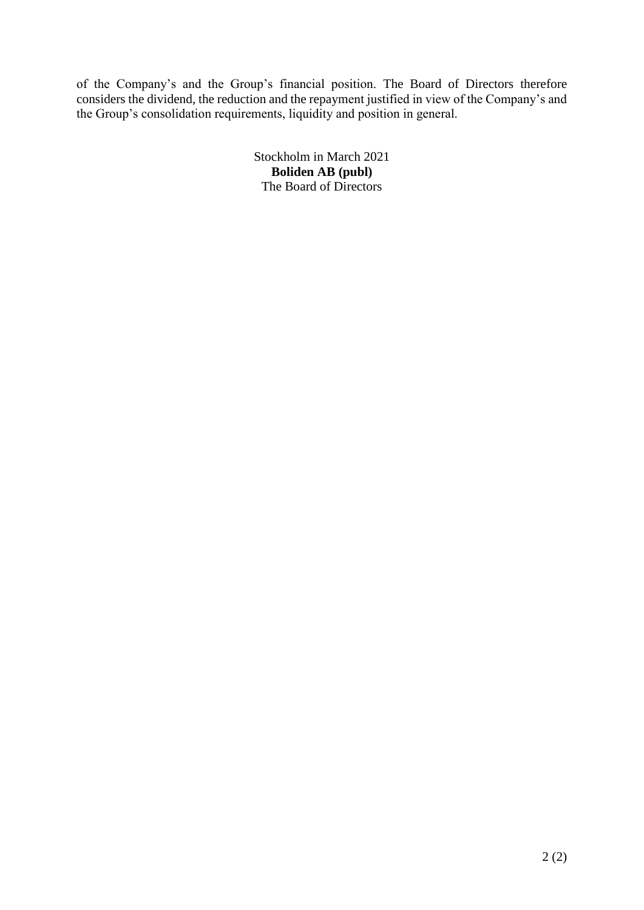of the Company's and the Group's financial position. The Board of Directors therefore considers the dividend, the reduction and the repayment justified in view of the Company's and the Group's consolidation requirements, liquidity and position in general.

Stockholm in March 2021
**Boliden AB (publ)**
The Board of Directors